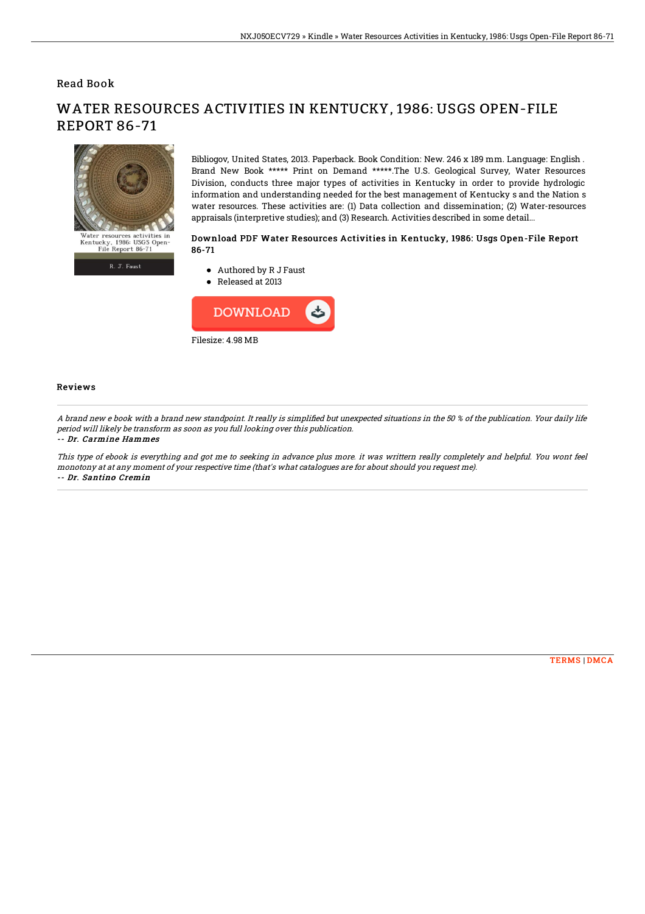Read Book

# WATER RESOURCES ACTIVITIES IN KENTUCKY, 1986: USGS OPEN-FILE REPORT 86-71

Water resources activities in Kentucky, 1986: USGS Open-File Report 86-71

R. J. Faust

Bibliogov, United States, 2013. Paperback. Book Condition: New. 246 x 189 mm. Language: English . Brand New Book ***** Print on Demand *****.The U.S. Geological Survey, Water Resources Division, conducts three major types of activities in Kentucky in order to provide hydrologic information and understanding needed for the best management of Kentucky s and the Nation s water resources. These activities are: (1) Data collection and dissemination; (2) Water-resources appraisals (interpretive studies); and (3) Research. Activities described in some detail...

### Download PDF Water Resources Activities in Kentucky, 1986: Usgs Open-File Report 86-71

- Authored by R J Faust
- Released at 2013

DOWNLOAD

Filesize: 4.98 MB

## Reviews

*A brand new e book with a brand new standpoint. It really is simplified but unexpected situations in the 50 % of the publication. Your daily life period will likely be transform as soon as you full looking over this publication.*

*-- Dr. Carmine Hammes*

*This type of ebook is everything and got me to seeking in advance plus more. it was writtern really completely and helpful. You wont feel monotony at at any moment of your respective time (that's what catalogues are for about should you request me).*

*-- Dr. Santino Cremin*

TERMS | DMCA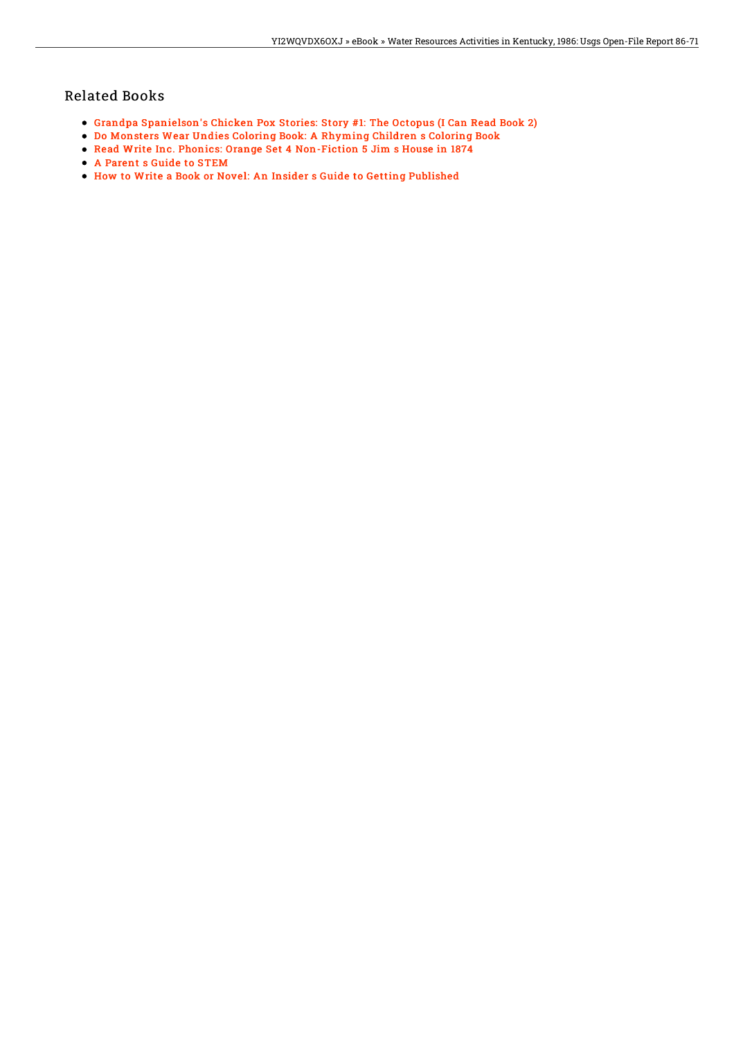## Related Books

- Grandpa Spanielson's Chicken Pox Stories: Story #1: The Octopus (I Can Read Book 2)
- Do Monsters Wear Undies Coloring Book: A Rhyming Children s Coloring Book
- Read Write Inc. Phonics: Orange Set 4 Non-Fiction 5 Jim s House in 1874
- A Parent s Guide to STEM
- How to Write a Book or Novel: An Insider s Guide to Getting Published